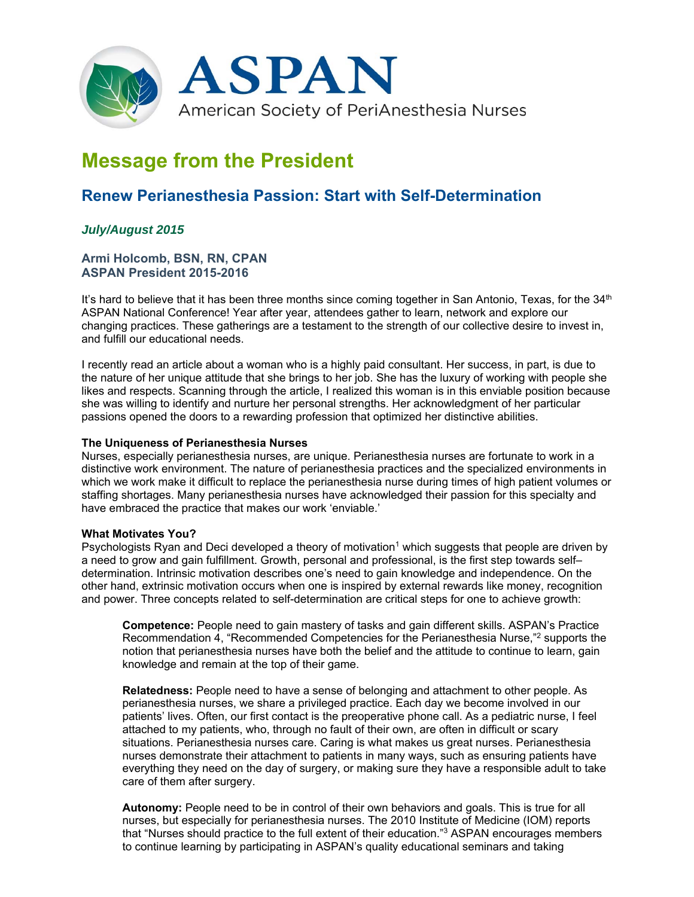ASPAN

American Society of PeriAnesthesia Nurses

# Message from the President

## Renew Perianesthesia Passion: Start with Self-Determination

***July/August 2015***

**Armi Holcomb, BSN, RN, CPAN**
**ASPAN President 2015-2016**

It's hard to believe that it has been three months since coming together in San Antonio, Texas, for the 34th ASPAN National Conference! Year after year, attendees gather to learn, network and explore our changing practices. These gatherings are a testament to the strength of our collective desire to invest in, and fulfill our educational needs.

I recently read an article about a woman who is a highly paid consultant. Her success, in part, is due to the nature of her unique attitude that she brings to her job. She has the luxury of working with people she likes and respects. Scanning through the article, I realized this woman is in this enviable position because she was willing to identify and nurture her personal strengths. Her acknowledgment of her particular passions opened the doors to a rewarding profession that optimized her distinctive abilities.

**The Uniqueness of Perianesthesia Nurses**

Nurses, especially perianesthesia nurses, are unique. Perianesthesia nurses are fortunate to work in a distinctive work environment. The nature of perianesthesia practices and the specialized environments in which we work make it difficult to replace the perianesthesia nurse during times of high patient volumes or staffing shortages. Many perianesthesia nurses have acknowledged their passion for this specialty and have embraced the practice that makes our work 'enviable.'

**What Motivates You?**

Psychologists Ryan and Deci developed a theory of motivation[1] which suggests that people are driven by a need to grow and gain fulfillment. Growth, personal and professional, is the first step towards self–determination. Intrinsic motivation describes one's need to gain knowledge and independence. On the other hand, extrinsic motivation occurs when one is inspired by external rewards like money, recognition and power. Three concepts related to self-determination are critical steps for one to achieve growth:

> **Competence:** People need to gain mastery of tasks and gain different skills. ASPAN's Practice Recommendation 4, "Recommended Competencies for the Perianesthesia Nurse,"[2] supports the notion that perianesthesia nurses have both the belief and the attitude to continue to learn, gain knowledge and remain at the top of their game.
>
> **Relatedness:** People need to have a sense of belonging and attachment to other people. As perianesthesia nurses, we share a privileged practice. Each day we become involved in our patients' lives. Often, our first contact is the preoperative phone call. As a pediatric nurse, I feel attached to my patients, who, through no fault of their own, are often in difficult or scary situations. Perianesthesia nurses care. Caring is what makes us great nurses. Perianesthesia nurses demonstrate their attachment to patients in many ways, such as ensuring patients have everything they need on the day of surgery, or making sure they have a responsible adult to take care of them after surgery.
>
> **Autonomy:** People need to be in control of their own behaviors and goals. This is true for all nurses, but especially for perianesthesia nurses. The 2010 Institute of Medicine (IOM) reports that "Nurses should practice to the full extent of their education."[3] ASPAN encourages members to continue learning by participating in ASPAN's quality educational seminars and taking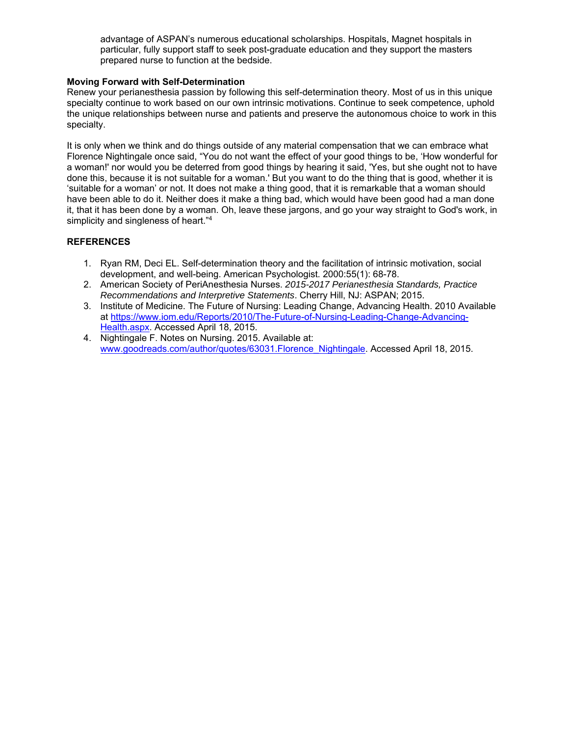advantage of ASPAN's numerous educational scholarships. Hospitals, Magnet hospitals in particular, fully support staff to seek post-graduate education and they support the masters prepared nurse to function at the bedside.

**Moving Forward with Self-Determination**

Renew your perianesthesia passion by following this self-determination theory. Most of us in this unique specialty continue to work based on our own intrinsic motivations. Continue to seek competence, uphold the unique relationships between nurse and patients and preserve the autonomous choice to work in this specialty.

It is only when we think and do things outside of any material compensation that we can embrace what Florence Nightingale once said, "You do not want the effect of your good things to be, 'How wonderful for a woman!' nor would you be deterred from good things by hearing it said, 'Yes, but she ought not to have done this, because it is not suitable for a woman.' But you want to do the thing that is good, whether it is 'suitable for a woman' or not. It does not make a thing good, that it is remarkable that a woman should have been able to do it. Neither does it make a thing bad, which would have been good had a man done it, that it has been done by a woman. Oh, leave these jargons, and go your way straight to God's work, in simplicity and singleness of heart."[4]

**REFERENCES**

1. Ryan RM, Deci EL. Self-determination theory and the facilitation of intrinsic motivation, social development, and well-being. American Psychologist. 2000:55(1): 68-78.
2. American Society of PeriAnesthesia Nurses. *2015-2017 Perianesthesia Standards, Practice Recommendations and Interpretive Statements*. Cherry Hill, NJ: ASPAN; 2015.
3. Institute of Medicine. The Future of Nursing: Leading Change, Advancing Health. 2010 Available at https://www.iom.edu/Reports/2010/The-Future-of-Nursing-Leading-Change-Advancing-Health.aspx. Accessed April 18, 2015.
4. Nightingale F. Notes on Nursing. 2015. Available at: www.goodreads.com/author/quotes/63031.Florence_Nightingale. Accessed April 18, 2015.